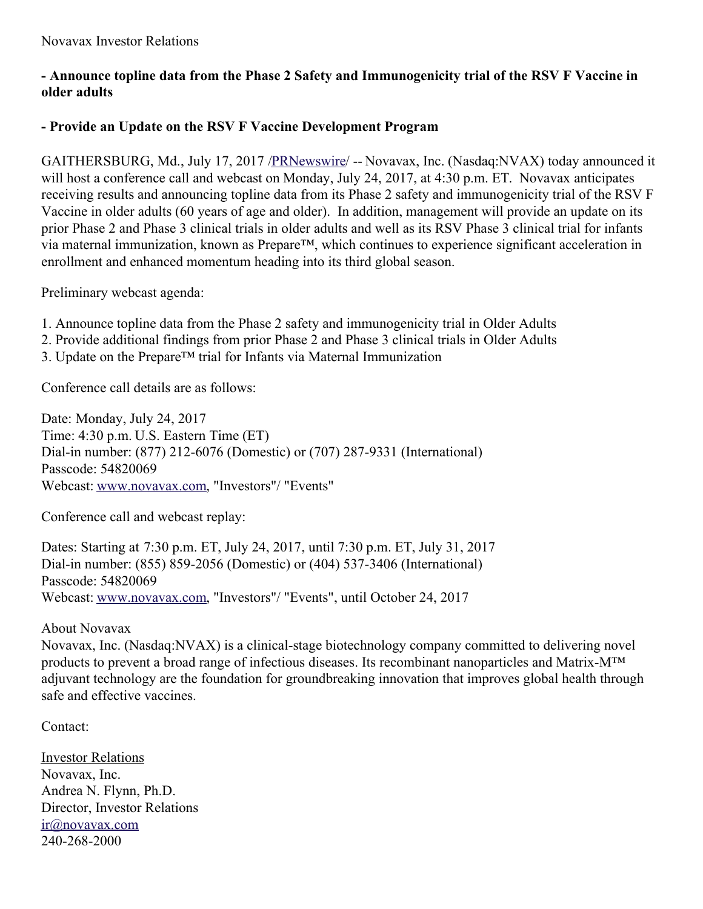Novavax Investor Relations

**- Announce topline data from the Phase 2 Safety and Immunogenicity trial of the RSV F Vaccine in older adults**

**- Provide an Update on the RSV F Vaccine Development Program**

GAITHERSBURG, Md., July 17, 2017 /PRNewswire/ -- Novavax, Inc. (Nasdaq:NVAX) today announced it will host a conference call and webcast on Monday, July 24, 2017, at 4:30 p.m. ET. Novavax anticipates receiving results and announcing topline data from its Phase 2 safety and immunogenicity trial of the RSV F Vaccine in older adults (60 years of age and older). In addition, management will provide an update on its prior Phase 2 and Phase 3 clinical trials in older adults and well as its RSV Phase 3 clinical trial for infants via maternal immunization, known as Prepare™, which continues to experience significant acceleration in enrollment and enhanced momentum heading into its third global season.

Preliminary webcast agenda:

1. Announce topline data from the Phase 2 safety and immunogenicity trial in Older Adults
2. Provide additional findings from prior Phase 2 and Phase 3 clinical trials in Older Adults
3. Update on the Prepare™ trial for Infants via Maternal Immunization

Conference call details are as follows:

Date: Monday, July 24, 2017
Time: 4:30 p.m. U.S. Eastern Time (ET)
Dial-in number: (877) 212-6076 (Domestic) or (707) 287-9331 (International)
Passcode: 54820069
Webcast: www.novavax.com, "Investors"/ "Events"

Conference call and webcast replay:

Dates: Starting at 7:30 p.m. ET, July 24, 2017, until 7:30 p.m. ET, July 31, 2017
Dial-in number: (855) 859-2056 (Domestic) or (404) 537-3406 (International)
Passcode: 54820069
Webcast: www.novavax.com, "Investors"/ "Events", until October 24, 2017

About Novavax
Novavax, Inc. (Nasdaq:NVAX) is a clinical-stage biotechnology company committed to delivering novel products to prevent a broad range of infectious diseases. Its recombinant nanoparticles and Matrix-M™ adjuvant technology are the foundation for groundbreaking innovation that improves global health through safe and effective vaccines.

Contact:

Investor Relations
Novavax, Inc.
Andrea N. Flynn, Ph.D.
Director, Investor Relations
ir@novavax.com
240-268-2000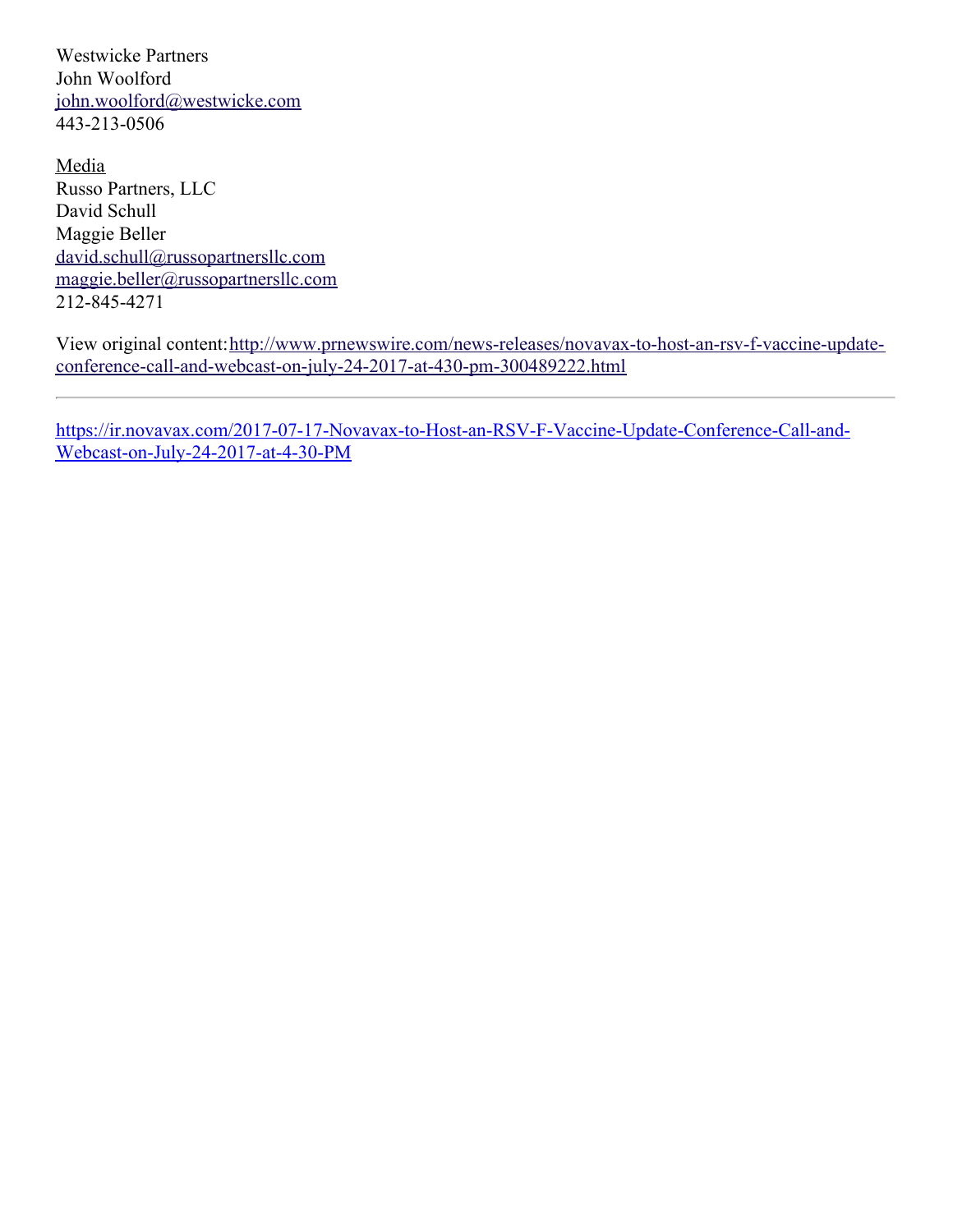Westwicke Partners
John Woolford
john.woolford@westwicke.com
443-213-0506

Media
Russo Partners, LLC
David Schull
Maggie Beller
david.schull@russopartnersllc.com
maggie.beller@russopartnersllc.com
212-845-4271

View original content:http://www.prnewswire.com/news-releases/novavax-to-host-an-rsv-f-vaccine-update-conference-call-and-webcast-on-july-24-2017-at-430-pm-300489222.html

---

https://ir.novavax.com/2017-07-17-Novavax-to-Host-an-RSV-F-Vaccine-Update-Conference-Call-and-Webcast-on-July-24-2017-at-4-30-PM